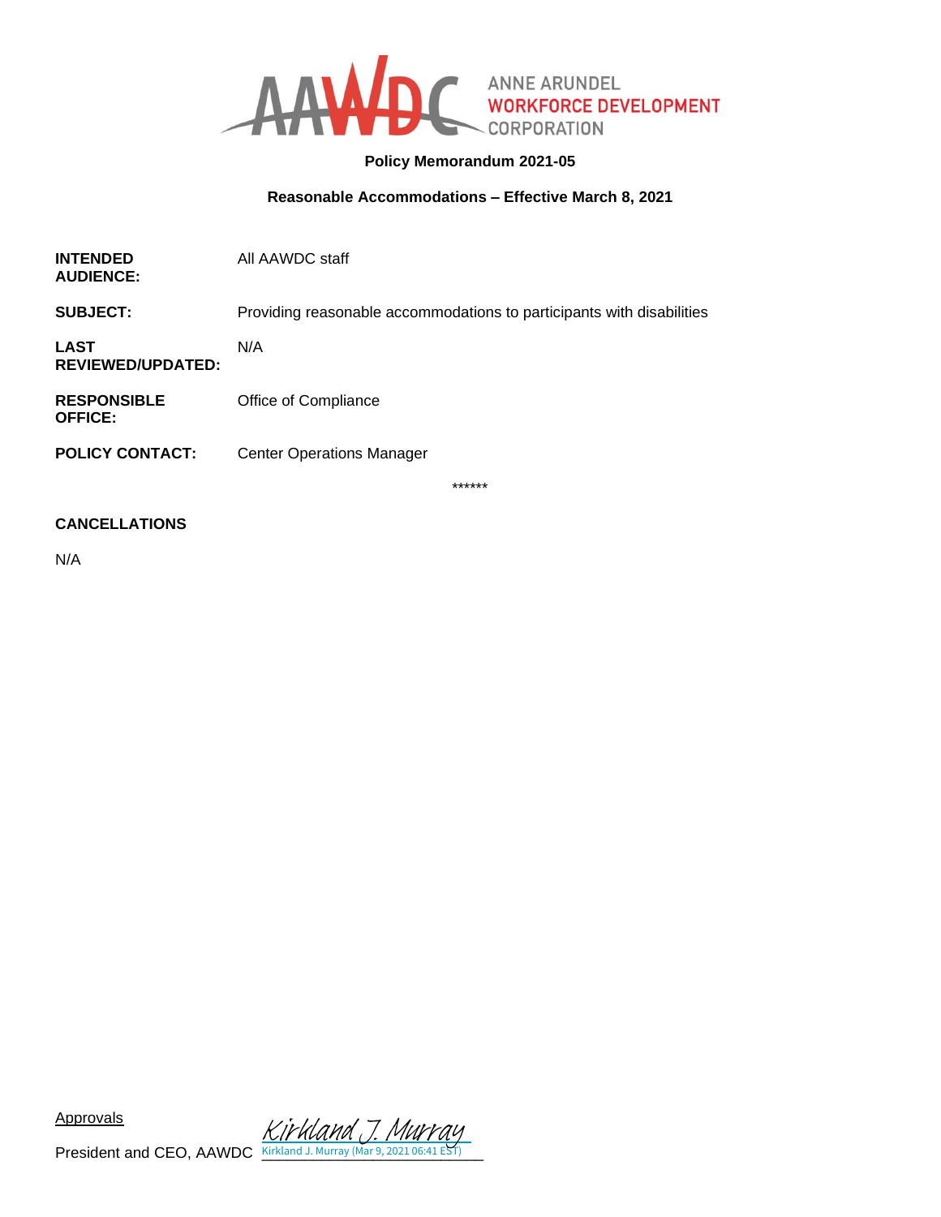ANNE ARUNDEL WORKFORCE DEVELOPMENT CORPORATION

**Policy Memorandum 2021-05**

**Reasonable Accommodations – Effective March 8, 2021**

| | |
|---|---|
| **INTENDED AUDIENCE:** | All AAWDC staff |
| **SUBJECT:** | Providing reasonable accommodations to participants with disabilities |
| **LAST REVIEWED/UPDATED:** | N/A |
| **RESPONSIBLE OFFICE:** | Office of Compliance |
| **POLICY CONTACT:** | Center Operations Manager |

******

**CANCELLATIONS**

N/A

Approvals

President and CEO, AAWDC *Kirkland J. Murray*
Kirkland J. Murray (Mar 9, 2021 06:41 EST)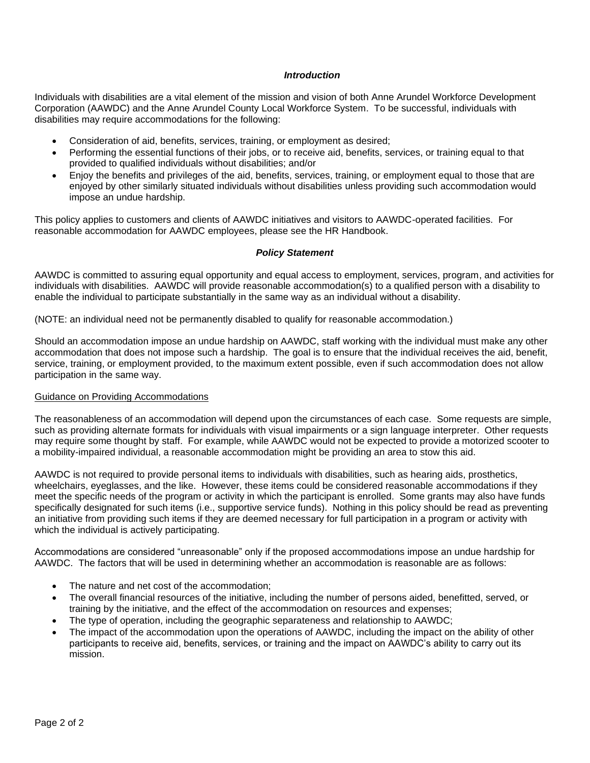### *Introduction*

Individuals with disabilities are a vital element of the mission and vision of both Anne Arundel Workforce Development Corporation (AAWDC) and the Anne Arundel County Local Workforce System. To be successful, individuals with disabilities may require accommodations for the following:

- Consideration of aid, benefits, services, training, or employment as desired;
- Performing the essential functions of their jobs, or to receive aid, benefits, services, or training equal to that provided to qualified individuals without disabilities; and/or
- Enjoy the benefits and privileges of the aid, benefits, services, training, or employment equal to those that are enjoyed by other similarly situated individuals without disabilities unless providing such accommodation would impose an undue hardship.

This policy applies to customers and clients of AAWDC initiatives and visitors to AAWDC-operated facilities. For reasonable accommodation for AAWDC employees, please see the HR Handbook.

### *Policy Statement*

AAWDC is committed to assuring equal opportunity and equal access to employment, services, program, and activities for individuals with disabilities. AAWDC will provide reasonable accommodation(s) to a qualified person with a disability to enable the individual to participate substantially in the same way as an individual without a disability.

(NOTE: an individual need not be permanently disabled to qualify for reasonable accommodation.)

Should an accommodation impose an undue hardship on AAWDC, staff working with the individual must make any other accommodation that does not impose such a hardship. The goal is to ensure that the individual receives the aid, benefit, service, training, or employment provided, to the maximum extent possible, even if such accommodation does not allow participation in the same way.

<u>Guidance on Providing Accommodations</u>

The reasonableness of an accommodation will depend upon the circumstances of each case. Some requests are simple, such as providing alternate formats for individuals with visual impairments or a sign language interpreter. Other requests may require some thought by staff. For example, while AAWDC would not be expected to provide a motorized scooter to a mobility-impaired individual, a reasonable accommodation might be providing an area to stow this aid.

AAWDC is not required to provide personal items to individuals with disabilities, such as hearing aids, prosthetics, wheelchairs, eyeglasses, and the like. However, these items could be considered reasonable accommodations if they meet the specific needs of the program or activity in which the participant is enrolled. Some grants may also have funds specifically designated for such items (i.e., supportive service funds). Nothing in this policy should be read as preventing an initiative from providing such items if they are deemed necessary for full participation in a program or activity with which the individual is actively participating.

Accommodations are considered "unreasonable" only if the proposed accommodations impose an undue hardship for AAWDC. The factors that will be used in determining whether an accommodation is reasonable are as follows:

- The nature and net cost of the accommodation;
- The overall financial resources of the initiative, including the number of persons aided, benefitted, served, or training by the initiative, and the effect of the accommodation on resources and expenses;
- The type of operation, including the geographic separateness and relationship to AAWDC;
- The impact of the accommodation upon the operations of AAWDC, including the impact on the ability of other participants to receive aid, benefits, services, or training and the impact on AAWDC's ability to carry out its mission.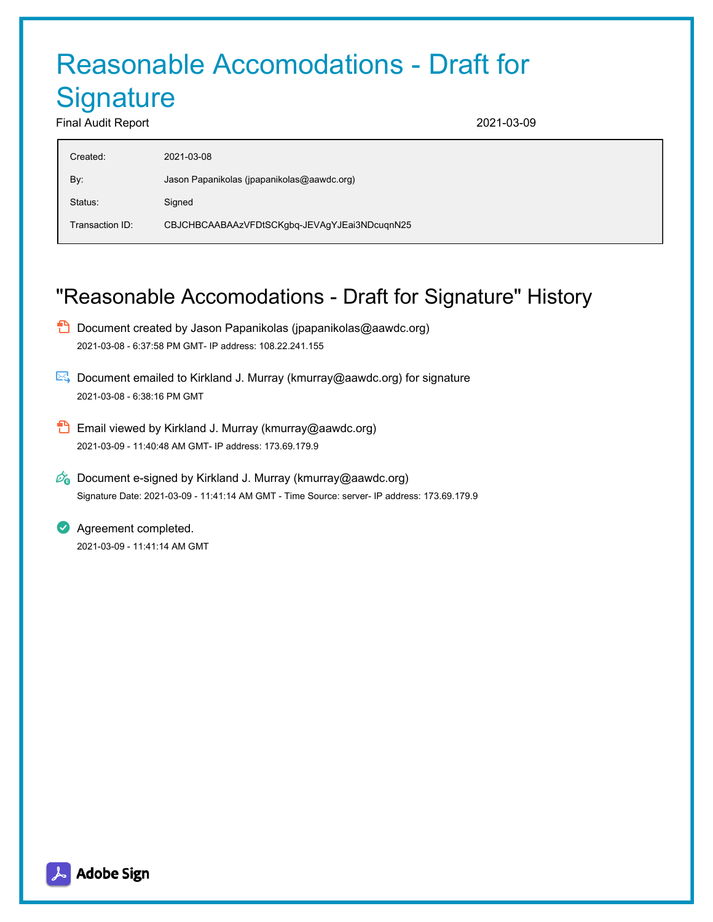# Reasonable Accomodations - Draft for Signature

Final Audit Report 2021-03-09

| | |
|---|---|
| Created: | 2021-03-08 |
| By: | Jason Papanikolas (jpapanikolas@aawdc.org) |
| Status: | Signed |
| Transaction ID: | CBJCHBCAABAAzVFDtSCKgbq-JEVAgYJEai3NDcuqnN25 |

## "Reasonable Accomodations - Draft for Signature" History

- Document created by Jason Papanikolas (jpapanikolas@aawdc.org)
  2021-03-08 - 6:37:58 PM GMT- IP address: 108.22.241.155

- Document emailed to Kirkland J. Murray (kmurray@aawdc.org) for signature
  2021-03-08 - 6:38:16 PM GMT

- Email viewed by Kirkland J. Murray (kmurray@aawdc.org)
  2021-03-09 - 11:40:48 AM GMT- IP address: 173.69.179.9

- Document e-signed by Kirkland J. Murray (kmurray@aawdc.org)
  Signature Date: 2021-03-09 - 11:41:14 AM GMT - Time Source: server- IP address: 173.69.179.9

- Agreement completed.
  2021-03-09 - 11:41:14 AM GMT

Adobe Sign